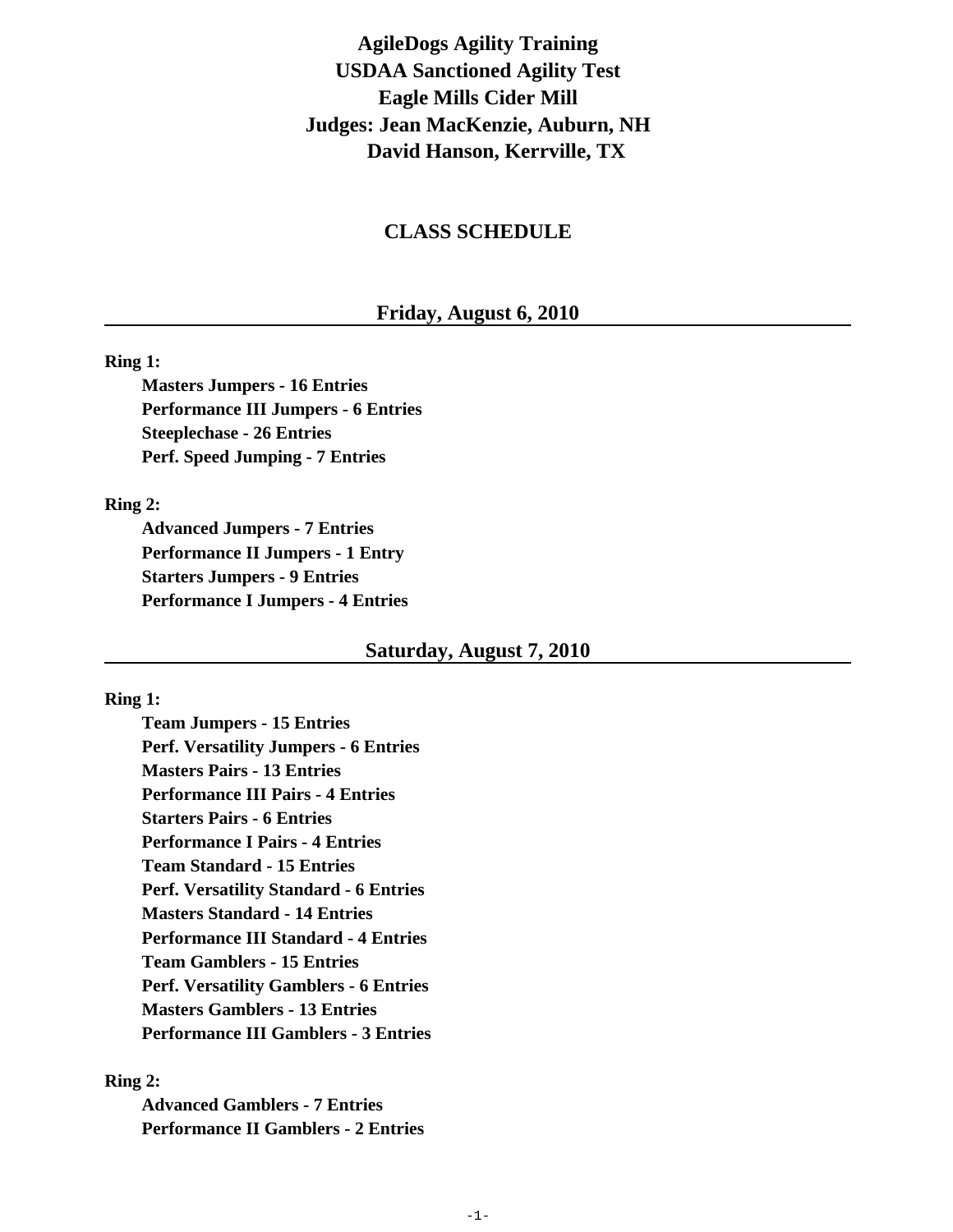# AgileDogs Agility Training
# USDAA Sanctioned Agility Test
# Eagle Mills Cider Mill
# Judges: Jean MacKenzie, Auburn, NH
# David Hanson, Kerrville, TX

## CLASS SCHEDULE

### Friday, August 6, 2010

**Ring 1:**

- **Masters Jumpers - 16 Entries**
- **Performance III Jumpers - 6 Entries**
- **Steeplechase - 26 Entries**
- **Perf. Speed Jumping - 7 Entries**

**Ring 2:**

- **Advanced Jumpers - 7 Entries**
- **Performance II Jumpers - 1 Entry**
- **Starters Jumpers - 9 Entries**
- **Performance I Jumpers - 4 Entries**

### Saturday, August 7, 2010

**Ring 1:**

- **Team Jumpers - 15 Entries**
- **Perf. Versatility Jumpers - 6 Entries**
- **Masters Pairs - 13 Entries**
- **Performance III Pairs - 4 Entries**
- **Starters Pairs - 6 Entries**
- **Performance I Pairs - 4 Entries**
- **Team Standard - 15 Entries**
- **Perf. Versatility Standard - 6 Entries**
- **Masters Standard - 14 Entries**
- **Performance III Standard - 4 Entries**
- **Team Gamblers - 15 Entries**
- **Perf. Versatility Gamblers - 6 Entries**
- **Masters Gamblers - 13 Entries**
- **Performance III Gamblers - 3 Entries**

**Ring 2:**

- **Advanced Gamblers - 7 Entries**
- **Performance II Gamblers - 2 Entries**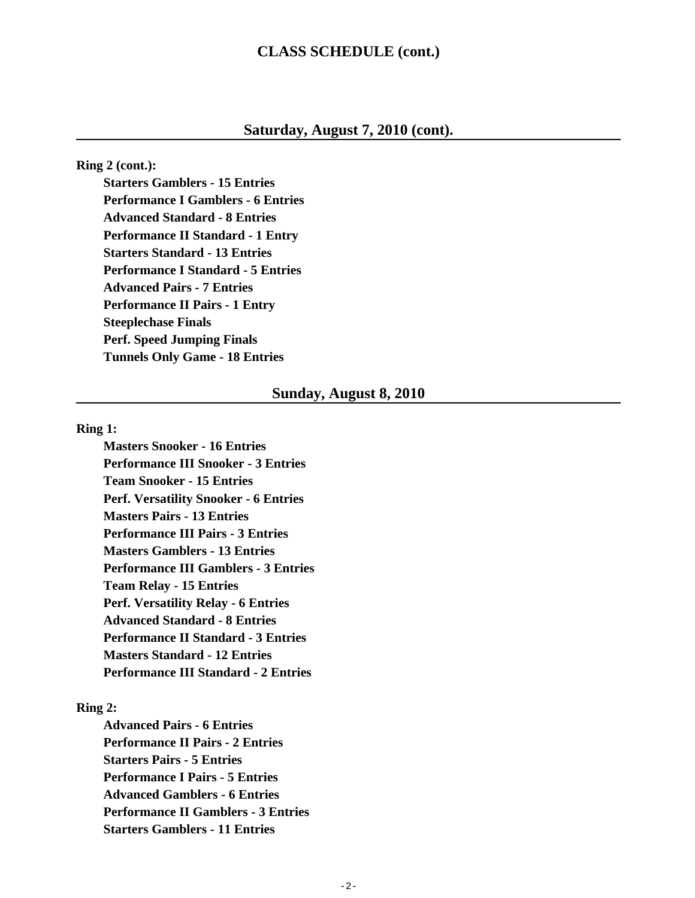# CLASS SCHEDULE (cont.)

## Saturday, August 7, 2010 (cont).

**Ring 2 (cont.):**

- **Starters Gamblers - 15 Entries**
- **Performance I Gamblers - 6 Entries**
- **Advanced Standard - 8 Entries**
- **Performance II Standard - 1 Entry**
- **Starters Standard - 13 Entries**
- **Performance I Standard - 5 Entries**
- **Advanced Pairs - 7 Entries**
- **Performance II Pairs - 1 Entry**
- **Steeplechase Finals**
- **Perf. Speed Jumping Finals**
- **Tunnels Only Game - 18 Entries**

## Sunday, August 8, 2010

**Ring 1:**

- **Masters Snooker - 16 Entries**
- **Performance III Snooker - 3 Entries**
- **Team Snooker - 15 Entries**
- **Perf. Versatility Snooker - 6 Entries**
- **Masters Pairs - 13 Entries**
- **Performance III Pairs - 3 Entries**
- **Masters Gamblers - 13 Entries**
- **Performance III Gamblers - 3 Entries**
- **Team Relay - 15 Entries**
- **Perf. Versatility Relay - 6 Entries**
- **Advanced Standard - 8 Entries**
- **Performance II Standard - 3 Entries**
- **Masters Standard - 12 Entries**
- **Performance III Standard - 2 Entries**

**Ring 2:**

- **Advanced Pairs - 6 Entries**
- **Performance II Pairs - 2 Entries**
- **Starters Pairs - 5 Entries**
- **Performance I Pairs - 5 Entries**
- **Advanced Gamblers - 6 Entries**
- **Performance II Gamblers - 3 Entries**
- **Starters Gamblers - 11 Entries**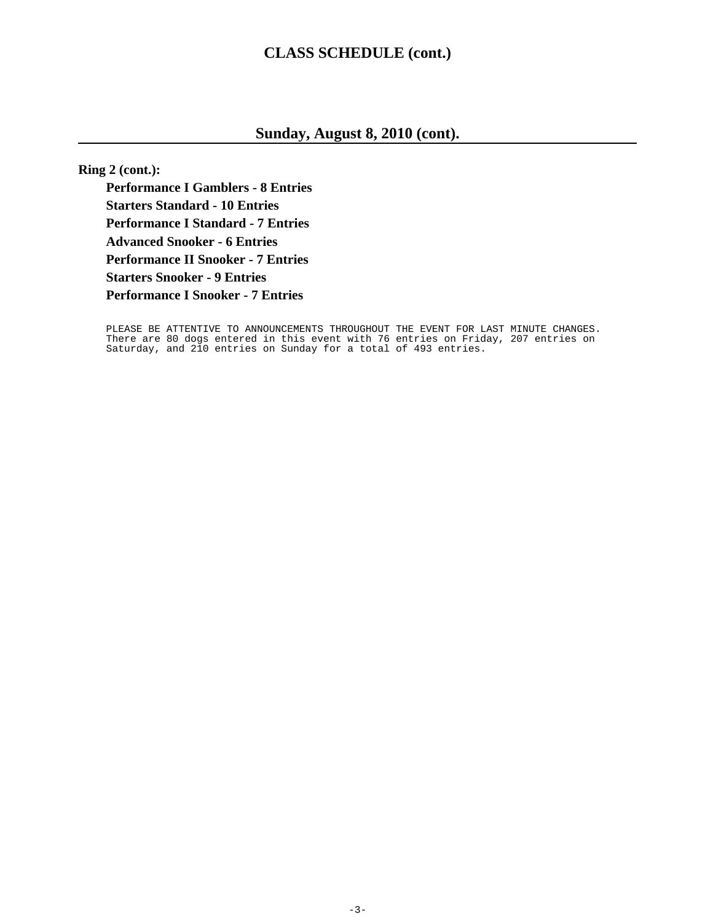# CLASS SCHEDULE (cont.)

## Sunday, August 8, 2010 (cont).

**Ring 2 (cont.):**

**Performance I Gamblers - 8 Entries**
**Starters Standard - 10 Entries**
**Performance I Standard - 7 Entries**
**Advanced Snooker - 6 Entries**
**Performance II Snooker - 7 Entries**
**Starters Snooker - 9 Entries**
**Performance I Snooker - 7 Entries**

PLEASE BE ATTENTIVE TO ANNOUNCEMENTS THROUGHOUT THE EVENT FOR LAST MINUTE CHANGES. There are 80 dogs entered in this event with 76 entries on Friday, 207 entries on Saturday, and 210 entries on Sunday for a total of 493 entries.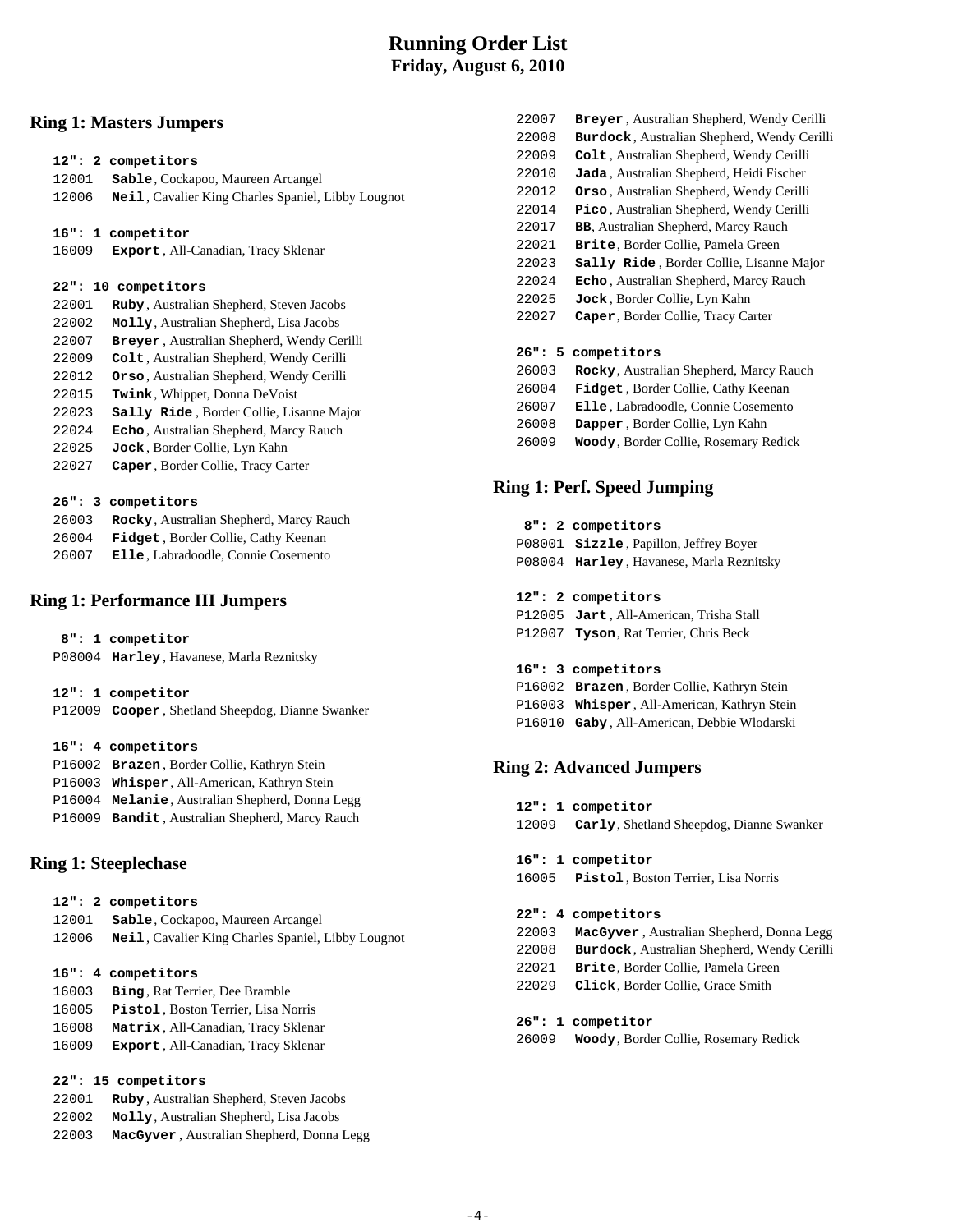# Running Order List
**Friday, August 6, 2010**

## Ring 1: Masters Jumpers

**12": 2 competitors**

12001 **Sable**, Cockapoo, Maureen Arcangel
12006 **Neil**, Cavalier King Charles Spaniel, Libby Lougnot

**16": 1 competitor**

16009 **Export**, All-Canadian, Tracy Sklenar

**22": 10 competitors**

22001 **Ruby**, Australian Shepherd, Steven Jacobs
22002 **Molly**, Australian Shepherd, Lisa Jacobs
22007 **Breyer**, Australian Shepherd, Wendy Cerilli
22009 **Colt**, Australian Shepherd, Wendy Cerilli
22012 **Orso**, Australian Shepherd, Wendy Cerilli
22015 **Twink**, Whippet, Donna DeVoist
22023 **Sally Ride**, Border Collie, Lisanne Major
22024 **Echo**, Australian Shepherd, Marcy Rauch
22025 **Jock**, Border Collie, Lyn Kahn
22027 **Caper**, Border Collie, Tracy Carter

**26": 3 competitors**

26003 **Rocky**, Australian Shepherd, Marcy Rauch
26004 **Fidget**, Border Collie, Cathy Keenan
26007 **Elle**, Labradoodle, Connie Cosemento

## Ring 1: Performance III Jumpers

**8": 1 competitor**

P08004 **Harley**, Havanese, Marla Reznitsky

**12": 1 competitor**

P12009 **Cooper**, Shetland Sheepdog, Dianne Swanker

**16": 4 competitors**

P16002 **Brazen**, Border Collie, Kathryn Stein
P16003 **Whisper**, All-American, Kathryn Stein
P16004 **Melanie**, Australian Shepherd, Donna Legg
P16009 **Bandit**, Australian Shepherd, Marcy Rauch

## Ring 1: Steeplechase

**12": 2 competitors**

12001 **Sable**, Cockapoo, Maureen Arcangel
12006 **Neil**, Cavalier King Charles Spaniel, Libby Lougnot

**16": 4 competitors**

16003 **Bing**, Rat Terrier, Dee Bramble
16005 **Pistol**, Boston Terrier, Lisa Norris
16008 **Matrix**, All-Canadian, Tracy Sklenar
16009 **Export**, All-Canadian, Tracy Sklenar

**22": 15 competitors**

22001 **Ruby**, Australian Shepherd, Steven Jacobs
22002 **Molly**, Australian Shepherd, Lisa Jacobs
22003 **MacGyver**, Australian Shepherd, Donna Legg
22007 **Breyer**, Australian Shepherd, Wendy Cerilli
22008 **Burdock**, Australian Shepherd, Wendy Cerilli
22009 **Colt**, Australian Shepherd, Wendy Cerilli
22010 **Jada**, Australian Shepherd, Heidi Fischer
22012 **Orso**, Australian Shepherd, Wendy Cerilli
22014 **Pico**, Australian Shepherd, Wendy Cerilli
22017 **BB**, Australian Shepherd, Marcy Rauch
22021 **Brite**, Border Collie, Pamela Green
22023 **Sally Ride**, Border Collie, Lisanne Major
22024 **Echo**, Australian Shepherd, Marcy Rauch
22025 **Jock**, Border Collie, Lyn Kahn
22027 **Caper**, Border Collie, Tracy Carter

**26": 5 competitors**

26003 **Rocky**, Australian Shepherd, Marcy Rauch
26004 **Fidget**, Border Collie, Cathy Keenan
26007 **Elle**, Labradoodle, Connie Cosemento
26008 **Dapper**, Border Collie, Lyn Kahn
26009 **Woody**, Border Collie, Rosemary Redick

## Ring 1: Perf. Speed Jumping

**8": 2 competitors**

P08001 **Sizzle**, Papillon, Jeffrey Boyer
P08004 **Harley**, Havanese, Marla Reznitsky

**12": 2 competitors**

P12005 **Jart**, All-American, Trisha Stall
P12007 **Tyson**, Rat Terrier, Chris Beck

**16": 3 competitors**

P16002 **Brazen**, Border Collie, Kathryn Stein
P16003 **Whisper**, All-American, Kathryn Stein
P16010 **Gaby**, All-American, Debbie Wlodarski

## Ring 2: Advanced Jumpers

**12": 1 competitor**

12009 **Carly**, Shetland Sheepdog, Dianne Swanker

**16": 1 competitor**

16005 **Pistol**, Boston Terrier, Lisa Norris

**22": 4 competitors**

22003 **MacGyver**, Australian Shepherd, Donna Legg
22008 **Burdock**, Australian Shepherd, Wendy Cerilli
22021 **Brite**, Border Collie, Pamela Green
22029 **Click**, Border Collie, Grace Smith

**26": 1 competitor**

26009 **Woody**, Border Collie, Rosemary Redick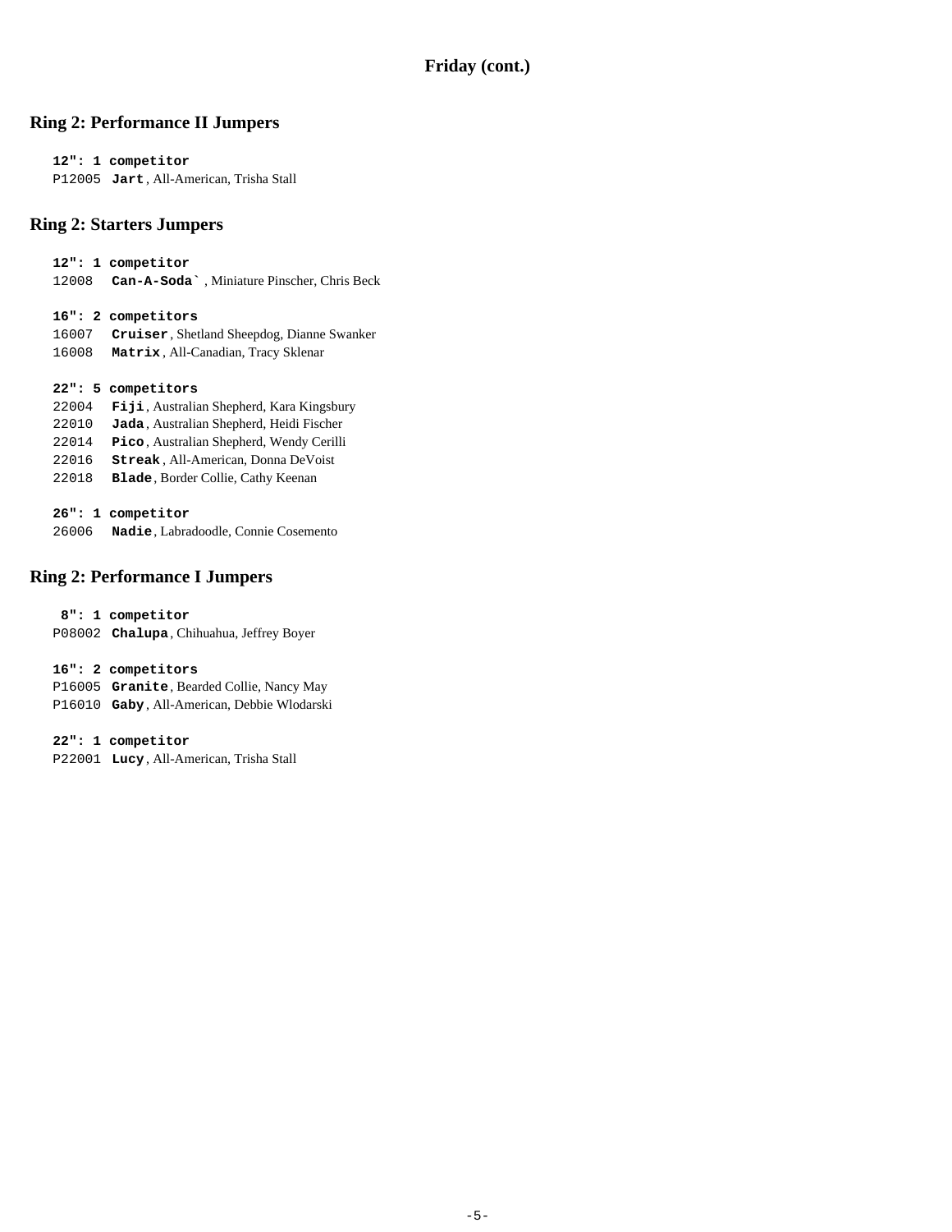## Friday (cont.)

## Ring 2: Performance II Jumpers

**12": 1 competitor**

P12005 **Jart**, All-American, Trisha Stall

## Ring 2: Starters Jumpers

**12": 1 competitor**

12008 **Can-A-Soda`**, Miniature Pinscher, Chris Beck

**16": 2 competitors**

16007 **Cruiser**, Shetland Sheepdog, Dianne Swanker
16008 **Matrix**, All-Canadian, Tracy Sklenar

**22": 5 competitors**

22004 **Fiji**, Australian Shepherd, Kara Kingsbury
22010 **Jada**, Australian Shepherd, Heidi Fischer
22014 **Pico**, Australian Shepherd, Wendy Cerilli
22016 **Streak**, All-American, Donna DeVoist
22018 **Blade**, Border Collie, Cathy Keenan

**26": 1 competitor**

26006 **Nadie**, Labradoodle, Connie Cosemento

## Ring 2: Performance I Jumpers

**8": 1 competitor**

P08002 **Chalupa**, Chihuahua, Jeffrey Boyer

**16": 2 competitors**

P16005 **Granite**, Bearded Collie, Nancy May
P16010 **Gaby**, All-American, Debbie Wlodarski

**22": 1 competitor**

P22001 **Lucy**, All-American, Trisha Stall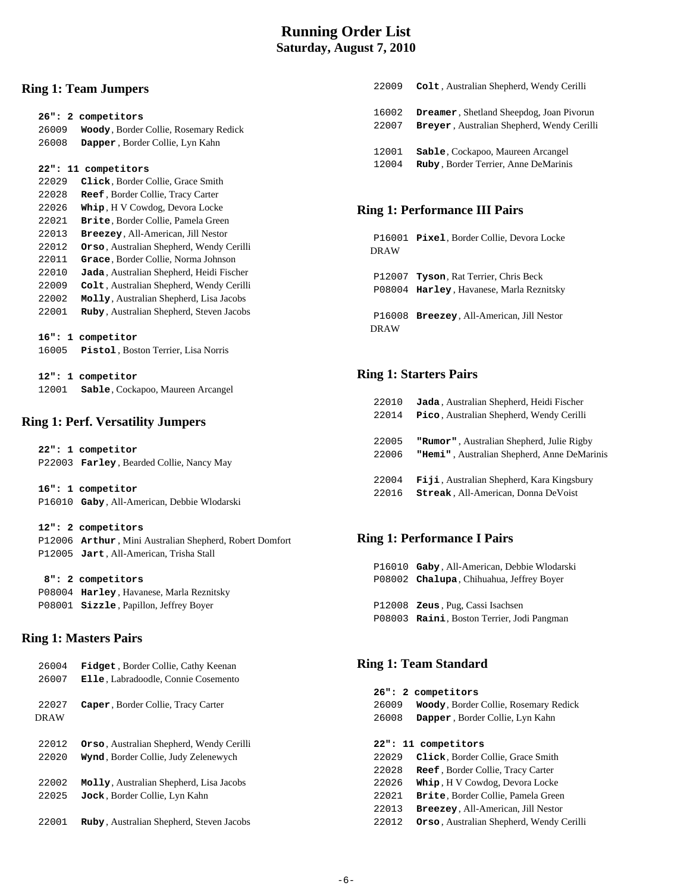# Running Order List
## Saturday, August 7, 2010

## Ring 1: Team Jumpers

**26": 2 competitors**

26009 **Woody**, Border Collie, Rosemary Redick
26008 **Dapper**, Border Collie, Lyn Kahn

**22": 11 competitors**

22029 **Click**, Border Collie, Grace Smith
22028 **Reef**, Border Collie, Tracy Carter
22026 **Whip**, H V Cowdog, Devora Locke
22021 **Brite**, Border Collie, Pamela Green
22013 **Breezey**, All-American, Jill Nestor
22012 **Orso**, Australian Shepherd, Wendy Cerilli
22011 **Grace**, Border Collie, Norma Johnson
22010 **Jada**, Australian Shepherd, Heidi Fischer
22009 **Colt**, Australian Shepherd, Wendy Cerilli
22002 **Molly**, Australian Shepherd, Lisa Jacobs
22001 **Ruby**, Australian Shepherd, Steven Jacobs

**16": 1 competitor**

16005 **Pistol**, Boston Terrier, Lisa Norris

**12": 1 competitor**

12001 **Sable**, Cockapoo, Maureen Arcangel

## Ring 1: Perf. Versatility Jumpers

**22": 1 competitor**

P22003 **Farley**, Bearded Collie, Nancy May

**16": 1 competitor**

P16010 **Gaby**, All-American, Debbie Wlodarski

**12": 2 competitors**

P12006 **Arthur**, Mini Australian Shepherd, Robert Domfort
P12005 **Jart**, All-American, Trisha Stall

**8": 2 competitors**

P08004 **Harley**, Havanese, Marla Reznitsky
P08001 **Sizzle**, Papillon, Jeffrey Boyer

## Ring 1: Masters Pairs

26004 **Fidget**, Border Collie, Cathy Keenan
26007 **Elle**, Labradoodle, Connie Cosemento

22027 **Caper**, Border Collie, Tracy Carter
DRAW

22012 **Orso**, Australian Shepherd, Wendy Cerilli
22020 **Wynd**, Border Collie, Judy Zelenewych

22002 **Molly**, Australian Shepherd, Lisa Jacobs
22025 **Jock**, Border Collie, Lyn Kahn

22001 **Ruby**, Australian Shepherd, Steven Jacobs
22009 **Colt**, Australian Shepherd, Wendy Cerilli

16002 **Dreamer**, Shetland Sheepdog, Joan Pivorun
22007 **Breyer**, Australian Shepherd, Wendy Cerilli

12001 **Sable**, Cockapoo, Maureen Arcangel
12004 **Ruby**, Border Terrier, Anne DeMarinis

## Ring 1: Performance III Pairs

P16001 **Pixel**, Border Collie, Devora Locke
DRAW

P12007 **Tyson**, Rat Terrier, Chris Beck
P08004 **Harley**, Havanese, Marla Reznitsky

P16008 **Breezey**, All-American, Jill Nestor
DRAW

## Ring 1: Starters Pairs

22010 **Jada**, Australian Shepherd, Heidi Fischer
22014 **Pico**, Australian Shepherd, Wendy Cerilli

22005 **"Rumor"**, Australian Shepherd, Julie Rigby
22006 **"Hemi"**, Australian Shepherd, Anne DeMarinis

22004 **Fiji**, Australian Shepherd, Kara Kingsbury
22016 **Streak**, All-American, Donna DeVoist

## Ring 1: Performance I Pairs

P16010 **Gaby**, All-American, Debbie Wlodarski
P08002 **Chalupa**, Chihuahua, Jeffrey Boyer

P12008 **Zeus**, Pug, Cassi Isachsen
P08003 **Raini**, Boston Terrier, Jodi Pangman

## Ring 1: Team Standard

**26": 2 competitors**

26009 **Woody**, Border Collie, Rosemary Redick
26008 **Dapper**, Border Collie, Lyn Kahn

**22": 11 competitors**

22029 **Click**, Border Collie, Grace Smith
22028 **Reef**, Border Collie, Tracy Carter
22026 **Whip**, H V Cowdog, Devora Locke
22021 **Brite**, Border Collie, Pamela Green
22013 **Breezey**, All-American, Jill Nestor
22012 **Orso**, Australian Shepherd, Wendy Cerilli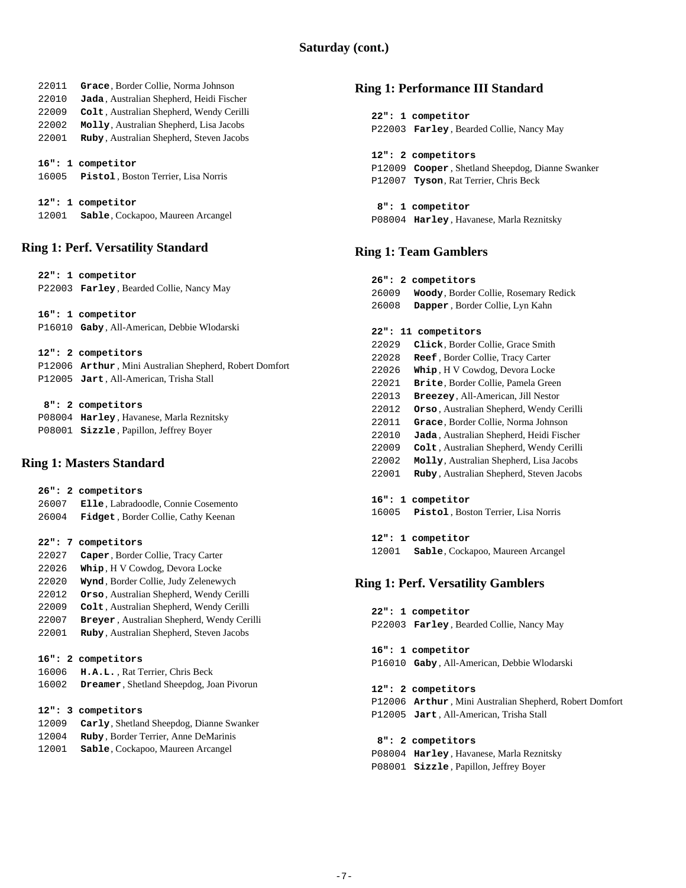## Saturday (cont.)

22011 **Grace**, Border Collie, Norma Johnson
22010 **Jada**, Australian Shepherd, Heidi Fischer
22009 **Colt**, Australian Shepherd, Wendy Cerilli
22002 **Molly**, Australian Shepherd, Lisa Jacobs
22001 **Ruby**, Australian Shepherd, Steven Jacobs

**16": 1 competitor**
16005 **Pistol**, Boston Terrier, Lisa Norris

**12": 1 competitor**
12001 **Sable**, Cockapoo, Maureen Arcangel

### Ring 1: Perf. Versatility Standard

**22": 1 competitor**
P22003 **Farley**, Bearded Collie, Nancy May

**16": 1 competitor**
P16010 **Gaby**, All-American, Debbie Wlodarski

**12": 2 competitors**
P12006 **Arthur**, Mini Australian Shepherd, Robert Domfort
P12005 **Jart**, All-American, Trisha Stall

**8": 2 competitors**
P08004 **Harley**, Havanese, Marla Reznitsky
P08001 **Sizzle**, Papillon, Jeffrey Boyer

### Ring 1: Masters Standard

**26": 2 competitors**
26007 **Elle**, Labradoodle, Connie Cosemento
26004 **Fidget**, Border Collie, Cathy Keenan

**22": 7 competitors**
22027 **Caper**, Border Collie, Tracy Carter
22026 **Whip**, H V Cowdog, Devora Locke
22020 **Wynd**, Border Collie, Judy Zelenewych
22012 **Orso**, Australian Shepherd, Wendy Cerilli
22009 **Colt**, Australian Shepherd, Wendy Cerilli
22007 **Breyer**, Australian Shepherd, Wendy Cerilli
22001 **Ruby**, Australian Shepherd, Steven Jacobs

**16": 2 competitors**
16006 **H.A.L.**, Rat Terrier, Chris Beck
16002 **Dreamer**, Shetland Sheepdog, Joan Pivorun

**12": 3 competitors**
12009 **Carly**, Shetland Sheepdog, Dianne Swanker
12004 **Ruby**, Border Terrier, Anne DeMarinis
12001 **Sable**, Cockapoo, Maureen Arcangel

### Ring 1: Performance III Standard

**22": 1 competitor**
P22003 **Farley**, Bearded Collie, Nancy May

**12": 2 competitors**
P12009 **Cooper**, Shetland Sheepdog, Dianne Swanker
P12007 **Tyson**, Rat Terrier, Chris Beck

**8": 1 competitor**
P08004 **Harley**, Havanese, Marla Reznitsky

### Ring 1: Team Gamblers

**26": 2 competitors**
26009 **Woody**, Border Collie, Rosemary Redick
26008 **Dapper**, Border Collie, Lyn Kahn

**22": 11 competitors**
22029 **Click**, Border Collie, Grace Smith
22028 **Reef**, Border Collie, Tracy Carter
22026 **Whip**, H V Cowdog, Devora Locke
22021 **Brite**, Border Collie, Pamela Green
22013 **Breezey**, All-American, Jill Nestor
22012 **Orso**, Australian Shepherd, Wendy Cerilli
22011 **Grace**, Border Collie, Norma Johnson
22010 **Jada**, Australian Shepherd, Heidi Fischer
22009 **Colt**, Australian Shepherd, Wendy Cerilli
22002 **Molly**, Australian Shepherd, Lisa Jacobs
22001 **Ruby**, Australian Shepherd, Steven Jacobs

**16": 1 competitor**
16005 **Pistol**, Boston Terrier, Lisa Norris

**12": 1 competitor**
12001 **Sable**, Cockapoo, Maureen Arcangel

### Ring 1: Perf. Versatility Gamblers

**22": 1 competitor**
P22003 **Farley**, Bearded Collie, Nancy May

**16": 1 competitor**
P16010 **Gaby**, All-American, Debbie Wlodarski

**12": 2 competitors**
P12006 **Arthur**, Mini Australian Shepherd, Robert Domfort
P12005 **Jart**, All-American, Trisha Stall

**8": 2 competitors**
P08004 **Harley**, Havanese, Marla Reznitsky
P08001 **Sizzle**, Papillon, Jeffrey Boyer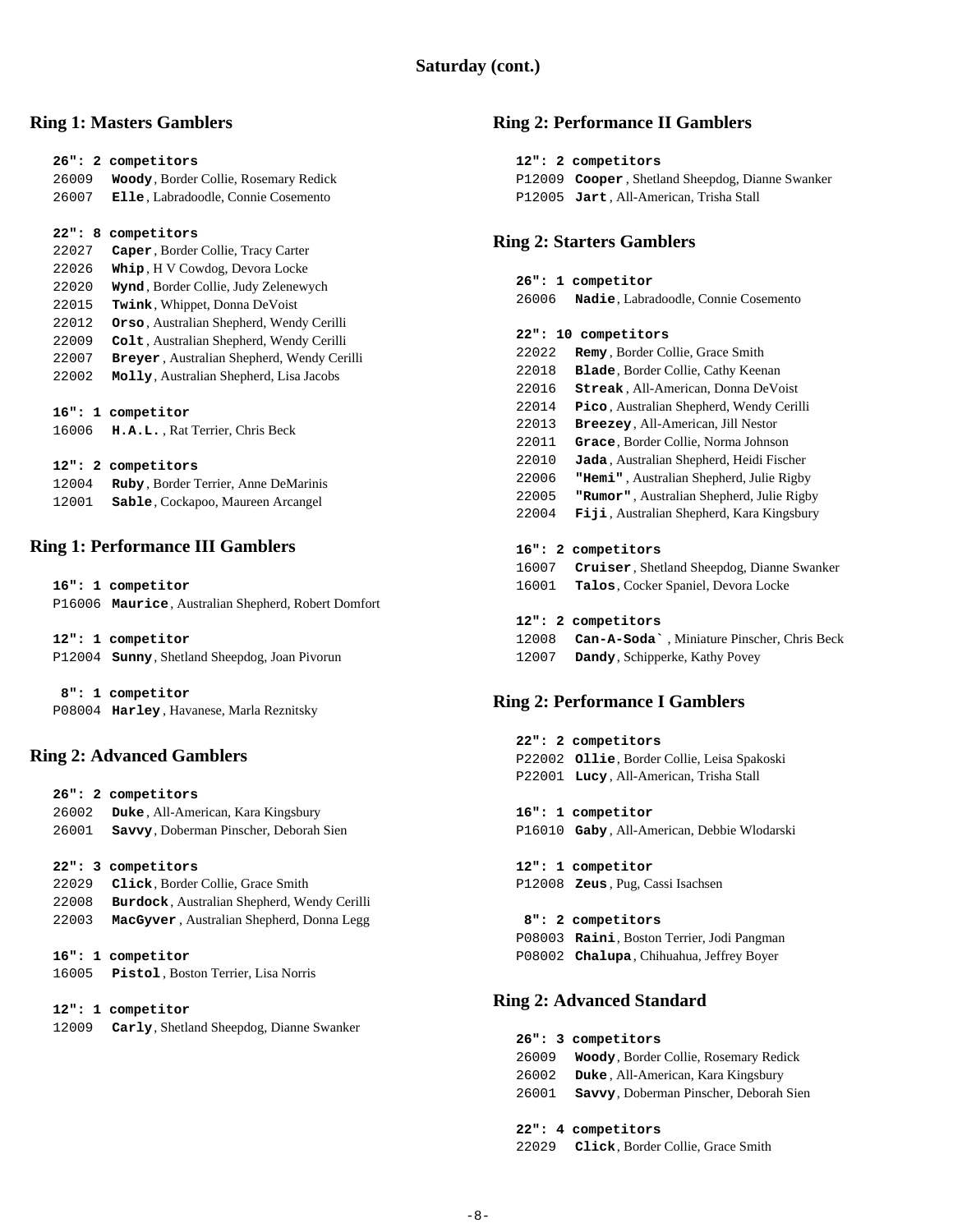## Saturday (cont.)

### Ring 1: Masters Gamblers

**26": 2 competitors**

26009 **Woody**, Border Collie, Rosemary Redick
26007 **Elle**, Labradoodle, Connie Cosemento

**22": 8 competitors**

22027 **Caper**, Border Collie, Tracy Carter
22026 **Whip**, H V Cowdog, Devora Locke
22020 **Wynd**, Border Collie, Judy Zelenewych
22015 **Twink**, Whippet, Donna DeVoist
22012 **Orso**, Australian Shepherd, Wendy Cerilli
22009 **Colt**, Australian Shepherd, Wendy Cerilli
22007 **Breyer**, Australian Shepherd, Wendy Cerilli
22002 **Molly**, Australian Shepherd, Lisa Jacobs

**16": 1 competitor**

16006 **H.A.L.**, Rat Terrier, Chris Beck

**12": 2 competitors**

12004 **Ruby**, Border Terrier, Anne DeMarinis
12001 **Sable**, Cockapoo, Maureen Arcangel

### Ring 1: Performance III Gamblers

**16": 1 competitor**

P16006 **Maurice**, Australian Shepherd, Robert Domfort

**12": 1 competitor**

P12004 **Sunny**, Shetland Sheepdog, Joan Pivorun

**8": 1 competitor**

P08004 **Harley**, Havanese, Marla Reznitsky

### Ring 2: Advanced Gamblers

**26": 2 competitors**

26002 **Duke**, All-American, Kara Kingsbury
26001 **Savvy**, Doberman Pinscher, Deborah Sien

**22": 3 competitors**

22029 **Click**, Border Collie, Grace Smith
22008 **Burdock**, Australian Shepherd, Wendy Cerilli
22003 **MacGyver**, Australian Shepherd, Donna Legg

**16": 1 competitor**

16005 **Pistol**, Boston Terrier, Lisa Norris

**12": 1 competitor**

12009 **Carly**, Shetland Sheepdog, Dianne Swanker

### Ring 2: Performance II Gamblers

**12": 2 competitors**

P12009 **Cooper**, Shetland Sheepdog, Dianne Swanker
P12005 **Jart**, All-American, Trisha Stall

### Ring 2: Starters Gamblers

**26": 1 competitor**

26006 **Nadie**, Labradoodle, Connie Cosemento

**22": 10 competitors**

22022 **Remy**, Border Collie, Grace Smith
22018 **Blade**, Border Collie, Cathy Keenan
22016 **Streak**, All-American, Donna DeVoist
22014 **Pico**, Australian Shepherd, Wendy Cerilli
22013 **Breezey**, All-American, Jill Nestor
22011 **Grace**, Border Collie, Norma Johnson
22010 **Jada**, Australian Shepherd, Heidi Fischer
22006 **"Hemi"**, Australian Shepherd, Julie Rigby
22005 **"Rumor"**, Australian Shepherd, Julie Rigby
22004 **Fiji**, Australian Shepherd, Kara Kingsbury

**16": 2 competitors**

16007 **Cruiser**, Shetland Sheepdog, Dianne Swanker
16001 **Talos**, Cocker Spaniel, Devora Locke

**12": 2 competitors**

12008 **Can-A-Soda`**, Miniature Pinscher, Chris Beck
12007 **Dandy**, Schipperke, Kathy Povey

### Ring 2: Performance I Gamblers

**22": 2 competitors**

P22002 **Ollie**, Border Collie, Leisa Spakoski
P22001 **Lucy**, All-American, Trisha Stall

**16": 1 competitor**

P16010 **Gaby**, All-American, Debbie Wlodarski

**12": 1 competitor**

P12008 **Zeus**, Pug, Cassi Isachsen

**8": 2 competitors**

P08003 **Raini**, Boston Terrier, Jodi Pangman
P08002 **Chalupa**, Chihuahua, Jeffrey Boyer

### Ring 2: Advanced Standard

**26": 3 competitors**

26009 **Woody**, Border Collie, Rosemary Redick
26002 **Duke**, All-American, Kara Kingsbury
26001 **Savvy**, Doberman Pinscher, Deborah Sien

**22": 4 competitors**

22029 **Click**, Border Collie, Grace Smith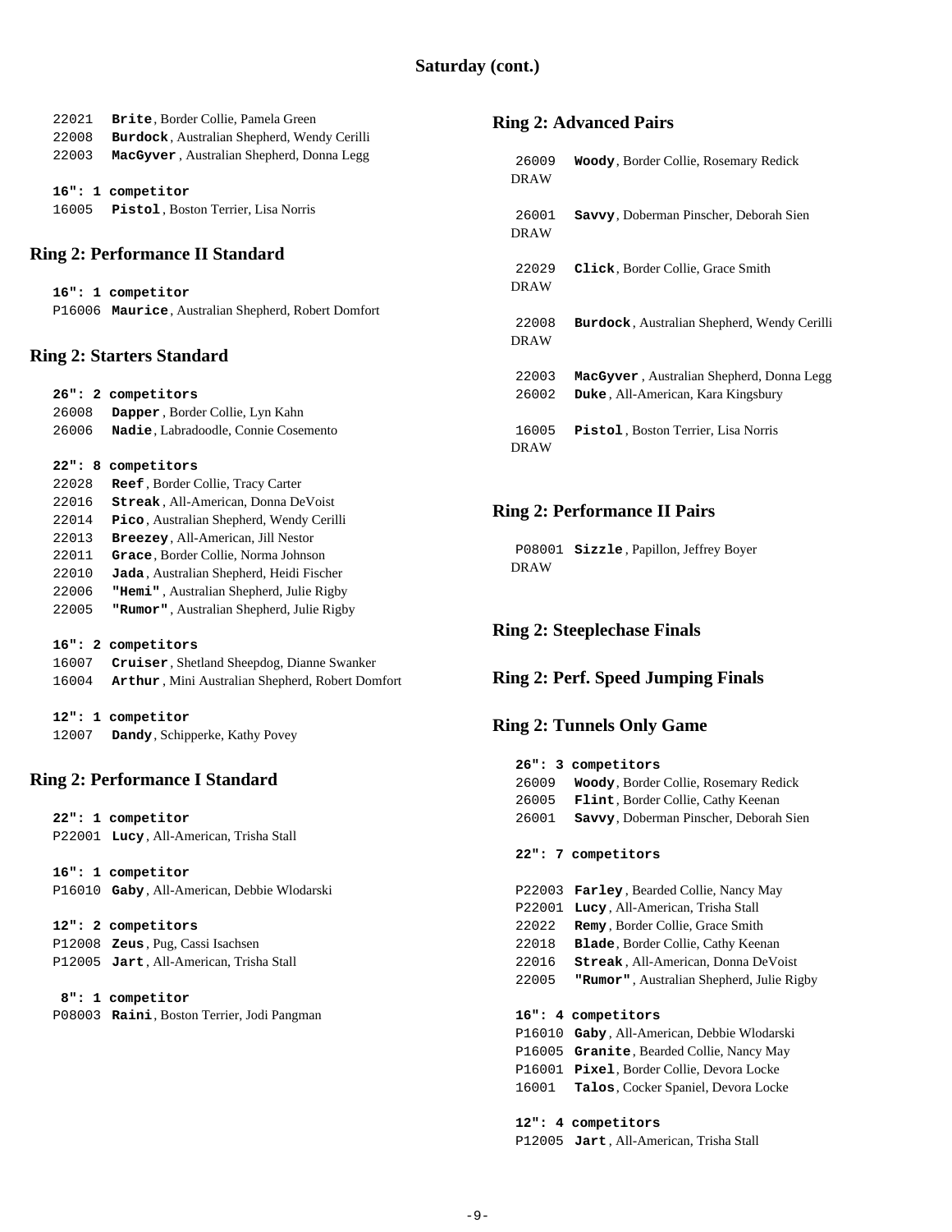## Saturday (cont.)

22021 **Brite**, Border Collie, Pamela Green
22008 **Burdock**, Australian Shepherd, Wendy Cerilli
22003 **MacGyver**, Australian Shepherd, Donna Legg

**16": 1 competitor**
16005 **Pistol**, Boston Terrier, Lisa Norris

### Ring 2: Performance II Standard

**16": 1 competitor**
P16006 **Maurice**, Australian Shepherd, Robert Domfort

### Ring 2: Starters Standard

**26": 2 competitors**
26008 **Dapper**, Border Collie, Lyn Kahn
26006 **Nadie**, Labradoodle, Connie Cosemento

**22": 8 competitors**
22028 **Reef**, Border Collie, Tracy Carter
22016 **Streak**, All-American, Donna DeVoist
22014 **Pico**, Australian Shepherd, Wendy Cerilli
22013 **Breezey**, All-American, Jill Nestor
22011 **Grace**, Border Collie, Norma Johnson
22010 **Jada**, Australian Shepherd, Heidi Fischer
22006 **"Hemi"**, Australian Shepherd, Julie Rigby
22005 **"Rumor"**, Australian Shepherd, Julie Rigby

**16": 2 competitors**
16007 **Cruiser**, Shetland Sheepdog, Dianne Swanker
16004 **Arthur**, Mini Australian Shepherd, Robert Domfort

**12": 1 competitor**
12007 **Dandy**, Schipperke, Kathy Povey

### Ring 2: Performance I Standard

**22": 1 competitor**
P22001 **Lucy**, All-American, Trisha Stall

**16": 1 competitor**
P16010 **Gaby**, All-American, Debbie Wlodarski

**12": 2 competitors**
P12008 **Zeus**, Pug, Cassi Isachsen
P12005 **Jart**, All-American, Trisha Stall

**8": 1 competitor**
P08003 **Raini**, Boston Terrier, Jodi Pangman

### Ring 2: Advanced Pairs

26009 DRAW **Woody**, Border Collie, Rosemary Redick

26001 DRAW **Savvy**, Doberman Pinscher, Deborah Sien

22029 DRAW **Click**, Border Collie, Grace Smith

22008 DRAW **Burdock**, Australian Shepherd, Wendy Cerilli

22003 **MacGyver**, Australian Shepherd, Donna Legg
26002 **Duke**, All-American, Kara Kingsbury

16005 DRAW **Pistol**, Boston Terrier, Lisa Norris

### Ring 2: Performance II Pairs

P08001 DRAW **Sizzle**, Papillon, Jeffrey Boyer

### Ring 2: Steeplechase Finals

### Ring 2: Perf. Speed Jumping Finals

### Ring 2: Tunnels Only Game

**26": 3 competitors**
26009 **Woody**, Border Collie, Rosemary Redick
26005 **Flint**, Border Collie, Cathy Keenan
26001 **Savvy**, Doberman Pinscher, Deborah Sien

**22": 7 competitors**

P22003 **Farley**, Bearded Collie, Nancy May
P22001 **Lucy**, All-American, Trisha Stall
22022 **Remy**, Border Collie, Grace Smith
22018 **Blade**, Border Collie, Cathy Keenan
22016 **Streak**, All-American, Donna DeVoist
22005 **"Rumor"**, Australian Shepherd, Julie Rigby

**16": 4 competitors**
P16010 **Gaby**, All-American, Debbie Wlodarski
P16005 **Granite**, Bearded Collie, Nancy May
P16001 **Pixel**, Border Collie, Devora Locke
16001 **Talos**, Cocker Spaniel, Devora Locke

**12": 4 competitors**
P12005 **Jart**, All-American, Trisha Stall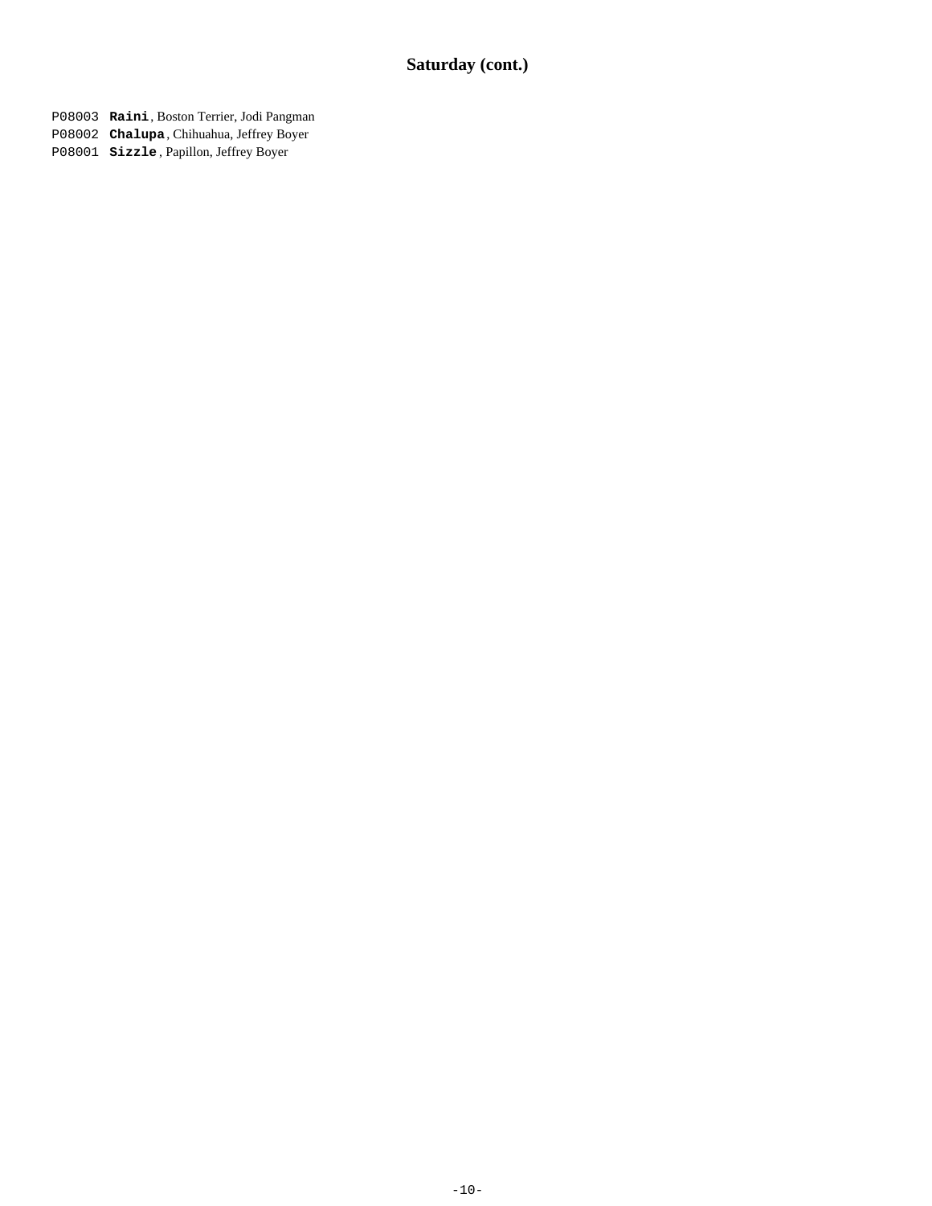## Saturday (cont.)

P08003 **Raini**, Boston Terrier, Jodi Pangman
P08002 **Chalupa**, Chihuahua, Jeffrey Boyer
P08001 **Sizzle**, Papillon, Jeffrey Boyer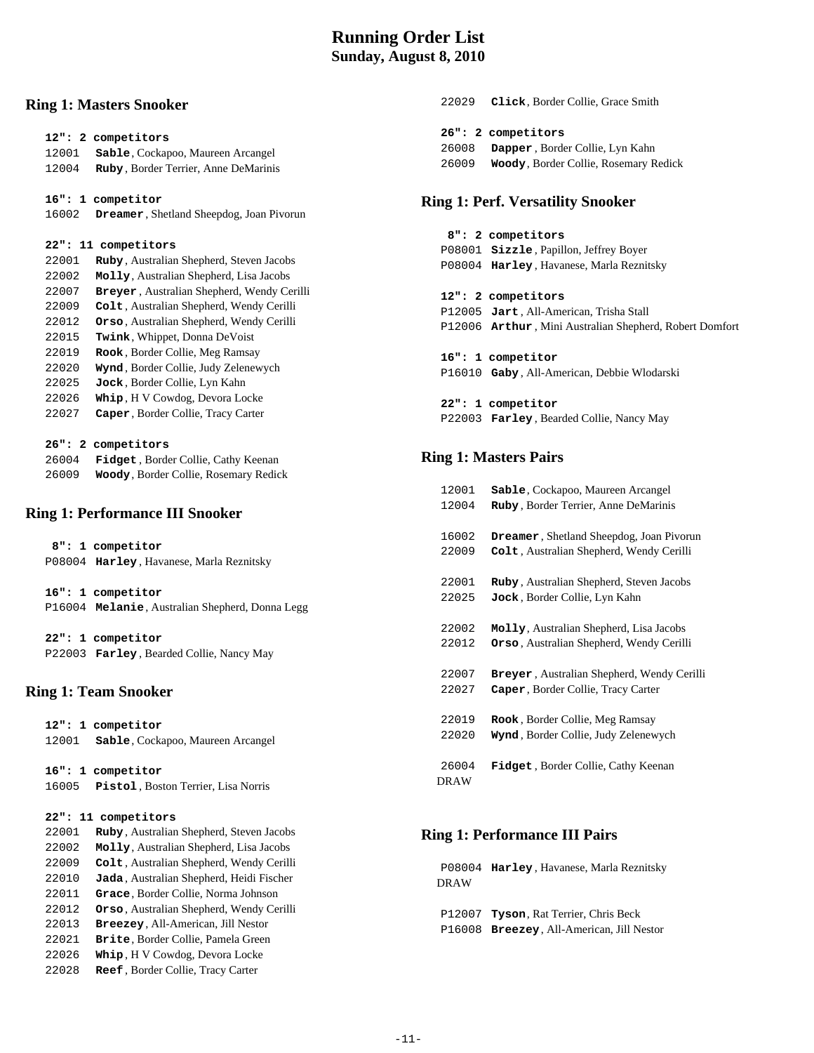# Running Order List

## Sunday, August 8, 2010

### Ring 1: Masters Snooker

**12": 2 competitors**

12001 **Sable**, Cockapoo, Maureen Arcangel
12004 **Ruby**, Border Terrier, Anne DeMarinis

**16": 1 competitor**

16002 **Dreamer**, Shetland Sheepdog, Joan Pivorun

**22": 11 competitors**

22001 **Ruby**, Australian Shepherd, Steven Jacobs
22002 **Molly**, Australian Shepherd, Lisa Jacobs
22007 **Breyer**, Australian Shepherd, Wendy Cerilli
22009 **Colt**, Australian Shepherd, Wendy Cerilli
22012 **Orso**, Australian Shepherd, Wendy Cerilli
22015 **Twink**, Whippet, Donna DeVoist
22019 **Rook**, Border Collie, Meg Ramsay
22020 **Wynd**, Border Collie, Judy Zelenewych
22025 **Jock**, Border Collie, Lyn Kahn
22026 **Whip**, H V Cowdog, Devora Locke
22027 **Caper**, Border Collie, Tracy Carter

**26": 2 competitors**

26004 **Fidget**, Border Collie, Cathy Keenan
26009 **Woody**, Border Collie, Rosemary Redick

### Ring 1: Performance III Snooker

**8": 1 competitor**

P08004 **Harley**, Havanese, Marla Reznitsky

**16": 1 competitor**

P16004 **Melanie**, Australian Shepherd, Donna Legg

**22": 1 competitor**

P22003 **Farley**, Bearded Collie, Nancy May

### Ring 1: Team Snooker

**12": 1 competitor**

12001 **Sable**, Cockapoo, Maureen Arcangel

**16": 1 competitor**

16005 **Pistol**, Boston Terrier, Lisa Norris

**22": 11 competitors**

22001 **Ruby**, Australian Shepherd, Steven Jacobs
22002 **Molly**, Australian Shepherd, Lisa Jacobs
22009 **Colt**, Australian Shepherd, Wendy Cerilli
22010 **Jada**, Australian Shepherd, Heidi Fischer
22011 **Grace**, Border Collie, Norma Johnson
22012 **Orso**, Australian Shepherd, Wendy Cerilli
22013 **Breezey**, All-American, Jill Nestor
22021 **Brite**, Border Collie, Pamela Green
22026 **Whip**, H V Cowdog, Devora Locke
22028 **Reef**, Border Collie, Tracy Carter
22029 **Click**, Border Collie, Grace Smith

**26": 2 competitors**

26008 **Dapper**, Border Collie, Lyn Kahn
26009 **Woody**, Border Collie, Rosemary Redick

### Ring 1: Perf. Versatility Snooker

**8": 2 competitors**

P08001 **Sizzle**, Papillon, Jeffrey Boyer
P08004 **Harley**, Havanese, Marla Reznitsky

**12": 2 competitors**

P12005 **Jart**, All-American, Trisha Stall
P12006 **Arthur**, Mini Australian Shepherd, Robert Domfort

**16": 1 competitor**

P16010 **Gaby**, All-American, Debbie Wlodarski

**22": 1 competitor**

P22003 **Farley**, Bearded Collie, Nancy May

### Ring 1: Masters Pairs

12001 **Sable**, Cockapoo, Maureen Arcangel
12004 **Ruby**, Border Terrier, Anne DeMarinis

16002 **Dreamer**, Shetland Sheepdog, Joan Pivorun
22009 **Colt**, Australian Shepherd, Wendy Cerilli

22001 **Ruby**, Australian Shepherd, Steven Jacobs
22025 **Jock**, Border Collie, Lyn Kahn

22002 **Molly**, Australian Shepherd, Lisa Jacobs
22012 **Orso**, Australian Shepherd, Wendy Cerilli

22007 **Breyer**, Australian Shepherd, Wendy Cerilli
22027 **Caper**, Border Collie, Tracy Carter

22019 **Rook**, Border Collie, Meg Ramsay
22020 **Wynd**, Border Collie, Judy Zelenewych

26004 **Fidget**, Border Collie, Cathy Keenan
DRAW

### Ring 1: Performance III Pairs

P08004 **Harley**, Havanese, Marla Reznitsky
DRAW

P12007 **Tyson**, Rat Terrier, Chris Beck
P16008 **Breezey**, All-American, Jill Nestor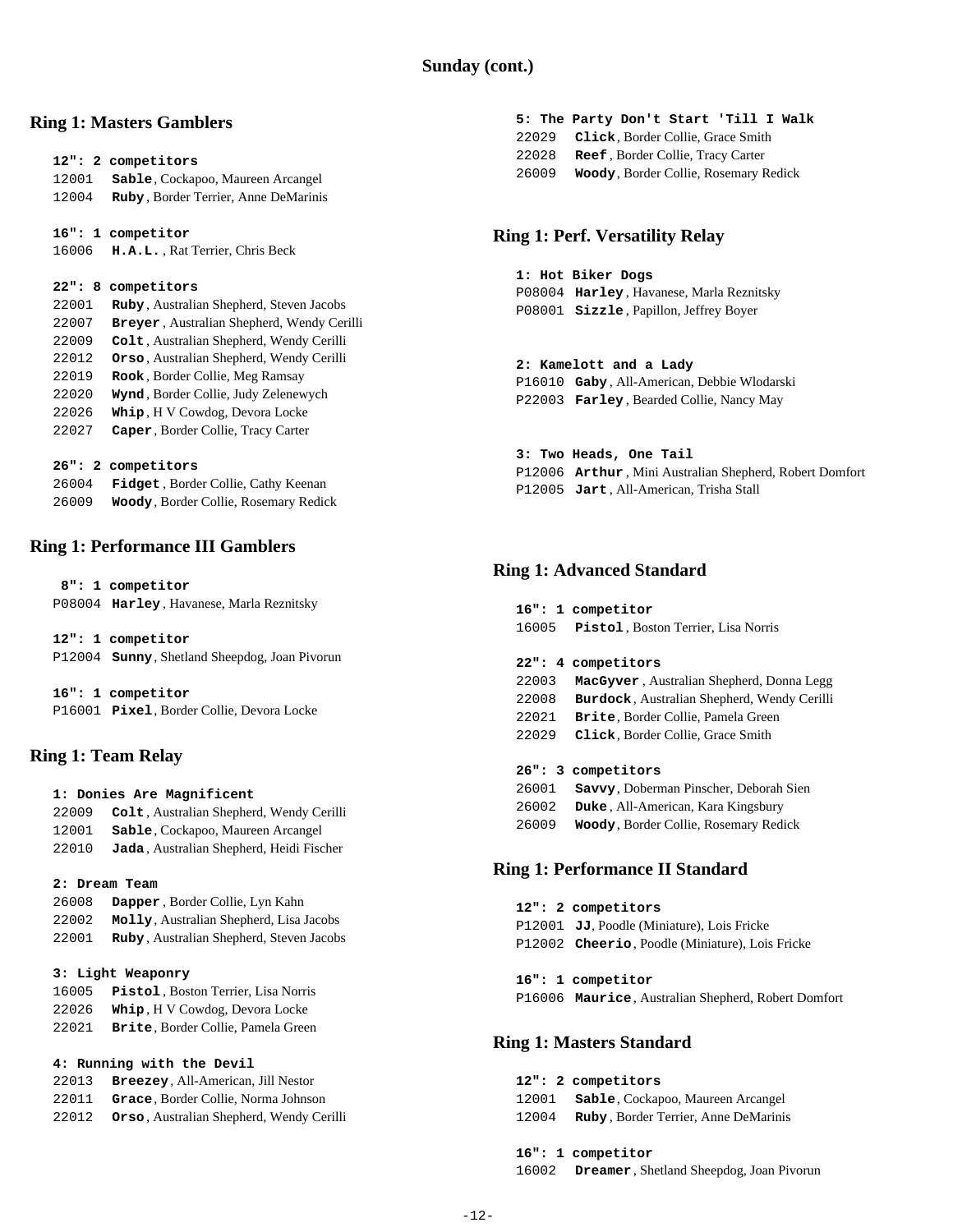## Sunday (cont.)

### Ring 1: Masters Gamblers

**12": 2 competitors**

12001 **Sable**, Cockapoo, Maureen Arcangel
12004 **Ruby**, Border Terrier, Anne DeMarinis

**16": 1 competitor**

16006 **H.A.L.**, Rat Terrier, Chris Beck

**22": 8 competitors**

22001 **Ruby**, Australian Shepherd, Steven Jacobs
22007 **Breyer**, Australian Shepherd, Wendy Cerilli
22009 **Colt**, Australian Shepherd, Wendy Cerilli
22012 **Orso**, Australian Shepherd, Wendy Cerilli
22019 **Rook**, Border Collie, Meg Ramsay
22020 **Wynd**, Border Collie, Judy Zelenewych
22026 **Whip**, H V Cowdog, Devora Locke
22027 **Caper**, Border Collie, Tracy Carter

**26": 2 competitors**

26004 **Fidget**, Border Collie, Cathy Keenan
26009 **Woody**, Border Collie, Rosemary Redick

### Ring 1: Performance III Gamblers

**8": 1 competitor**

P08004 **Harley**, Havanese, Marla Reznitsky

**12": 1 competitor**

P12004 **Sunny**, Shetland Sheepdog, Joan Pivorun

**16": 1 competitor**

P16001 **Pixel**, Border Collie, Devora Locke

### Ring 1: Team Relay

**1: Donies Are Magnificent**

22009 **Colt**, Australian Shepherd, Wendy Cerilli
12001 **Sable**, Cockapoo, Maureen Arcangel
22010 **Jada**, Australian Shepherd, Heidi Fischer

**2: Dream Team**

26008 **Dapper**, Border Collie, Lyn Kahn
22002 **Molly**, Australian Shepherd, Lisa Jacobs
22001 **Ruby**, Australian Shepherd, Steven Jacobs

**3: Light Weaponry**

16005 **Pistol**, Boston Terrier, Lisa Norris
22026 **Whip**, H V Cowdog, Devora Locke
22021 **Brite**, Border Collie, Pamela Green

**4: Running with the Devil**

22013 **Breezey**, All-American, Jill Nestor
22011 **Grace**, Border Collie, Norma Johnson
22012 **Orso**, Australian Shepherd, Wendy Cerilli

**5: The Party Don't Start 'Till I Walk**

22029 **Click**, Border Collie, Grace Smith
22028 **Reef**, Border Collie, Tracy Carter
26009 **Woody**, Border Collie, Rosemary Redick

### Ring 1: Perf. Versatility Relay

**1: Hot Biker Dogs**

P08004 **Harley**, Havanese, Marla Reznitsky
P08001 **Sizzle**, Papillon, Jeffrey Boyer

**2: Kamelott and a Lady**

P16010 **Gaby**, All-American, Debbie Wlodarski
P22003 **Farley**, Bearded Collie, Nancy May

**3: Two Heads, One Tail**

P12006 **Arthur**, Mini Australian Shepherd, Robert Domfort
P12005 **Jart**, All-American, Trisha Stall

### Ring 1: Advanced Standard

**16": 1 competitor**

16005 **Pistol**, Boston Terrier, Lisa Norris

**22": 4 competitors**

22003 **MacGyver**, Australian Shepherd, Donna Legg
22008 **Burdock**, Australian Shepherd, Wendy Cerilli
22021 **Brite**, Border Collie, Pamela Green
22029 **Click**, Border Collie, Grace Smith

**26": 3 competitors**

26001 **Savvy**, Doberman Pinscher, Deborah Sien
26002 **Duke**, All-American, Kara Kingsbury
26009 **Woody**, Border Collie, Rosemary Redick

### Ring 1: Performance II Standard

**12": 2 competitors**

P12001 **JJ**, Poodle (Miniature), Lois Fricke
P12002 **Cheerio**, Poodle (Miniature), Lois Fricke

**16": 1 competitor**

P16006 **Maurice**, Australian Shepherd, Robert Domfort

### Ring 1: Masters Standard

**12": 2 competitors**

12001 **Sable**, Cockapoo, Maureen Arcangel
12004 **Ruby**, Border Terrier, Anne DeMarinis

**16": 1 competitor**

16002 **Dreamer**, Shetland Sheepdog, Joan Pivorun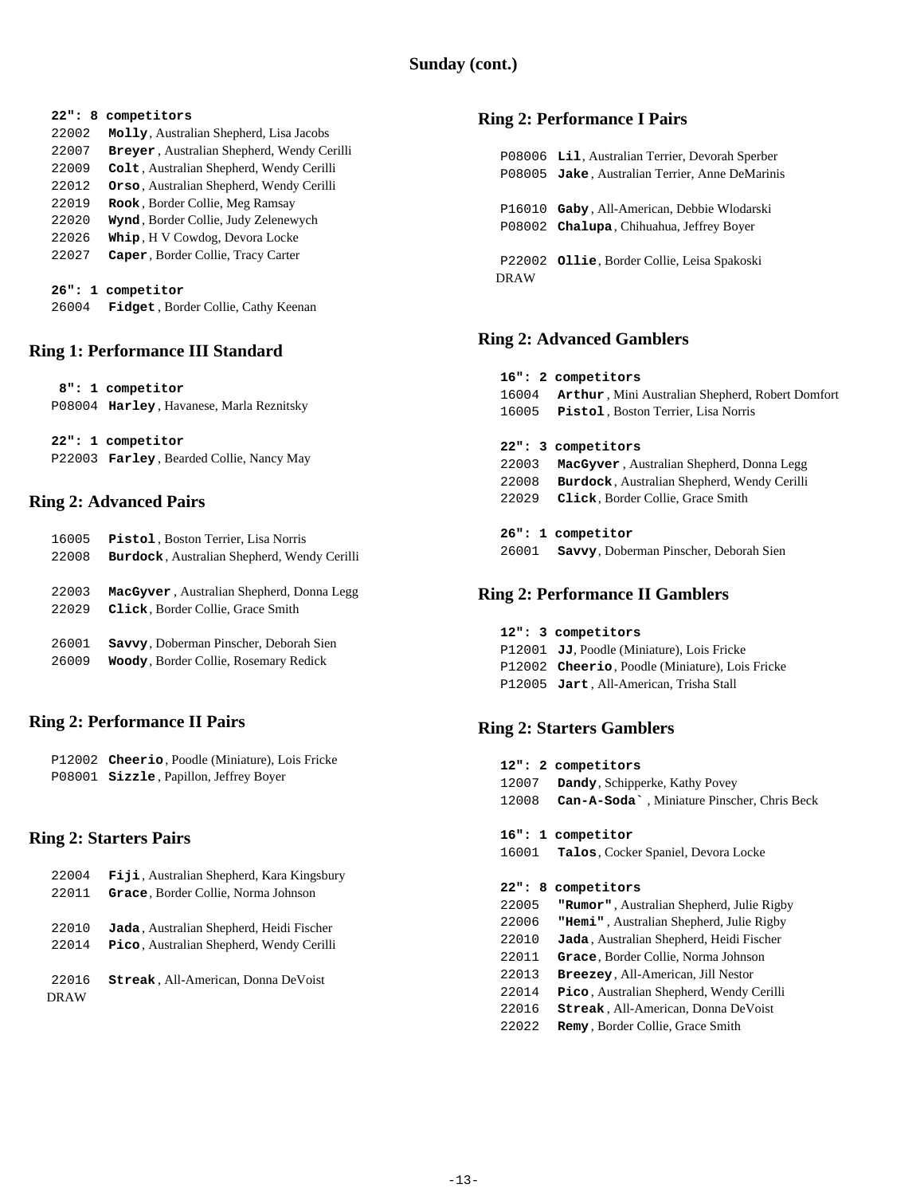## Sunday (cont.)

**22": 8 competitors**

22002 **Molly**, Australian Shepherd, Lisa Jacobs
22007 **Breyer**, Australian Shepherd, Wendy Cerilli
22009 **Colt**, Australian Shepherd, Wendy Cerilli
22012 **Orso**, Australian Shepherd, Wendy Cerilli
22019 **Rook**, Border Collie, Meg Ramsay
22020 **Wynd**, Border Collie, Judy Zelenewych
22026 **Whip**, H V Cowdog, Devora Locke
22027 **Caper**, Border Collie, Tracy Carter

**26": 1 competitor**

26004 **Fidget**, Border Collie, Cathy Keenan

### Ring 1: Performance III Standard

**8": 1 competitor**

P08004 **Harley**, Havanese, Marla Reznitsky

**22": 1 competitor**

P22003 **Farley**, Bearded Collie, Nancy May

### Ring 2: Advanced Pairs

16005 **Pistol**, Boston Terrier, Lisa Norris
22008 **Burdock**, Australian Shepherd, Wendy Cerilli

22003 **MacGyver**, Australian Shepherd, Donna Legg
22029 **Click**, Border Collie, Grace Smith

26001 **Savvy**, Doberman Pinscher, Deborah Sien
26009 **Woody**, Border Collie, Rosemary Redick

### Ring 2: Performance II Pairs

P12002 **Cheerio**, Poodle (Miniature), Lois Fricke
P08001 **Sizzle**, Papillon, Jeffrey Boyer

### Ring 2: Starters Pairs

22004 **Fiji**, Australian Shepherd, Kara Kingsbury
22011 **Grace**, Border Collie, Norma Johnson

22010 **Jada**, Australian Shepherd, Heidi Fischer
22014 **Pico**, Australian Shepherd, Wendy Cerilli

22016 **Streak**, All-American, Donna DeVoist
DRAW

### Ring 2: Performance I Pairs

P08006 **Lil**, Australian Terrier, Devorah Sperber
P08005 **Jake**, Australian Terrier, Anne DeMarinis

P16010 **Gaby**, All-American, Debbie Wlodarski
P08002 **Chalupa**, Chihuahua, Jeffrey Boyer

P22002 **Ollie**, Border Collie, Leisa Spakoski
DRAW

### Ring 2: Advanced Gamblers

**16": 2 competitors**

16004 **Arthur**, Mini Australian Shepherd, Robert Domfort
16005 **Pistol**, Boston Terrier, Lisa Norris

**22": 3 competitors**

22003 **MacGyver**, Australian Shepherd, Donna Legg
22008 **Burdock**, Australian Shepherd, Wendy Cerilli
22029 **Click**, Border Collie, Grace Smith

**26": 1 competitor**

26001 **Savvy**, Doberman Pinscher, Deborah Sien

### Ring 2: Performance II Gamblers

**12": 3 competitors**

P12001 **JJ**, Poodle (Miniature), Lois Fricke
P12002 **Cheerio**, Poodle (Miniature), Lois Fricke
P12005 **Jart**, All-American, Trisha Stall

### Ring 2: Starters Gamblers

**12": 2 competitors**

12007 **Dandy**, Schipperke, Kathy Povey
12008 **Can-A-Soda`**, Miniature Pinscher, Chris Beck

**16": 1 competitor**

16001 **Talos**, Cocker Spaniel, Devora Locke

**22": 8 competitors**

22005 **"Rumor"**, Australian Shepherd, Julie Rigby
22006 **"Hemi"**, Australian Shepherd, Julie Rigby
22010 **Jada**, Australian Shepherd, Heidi Fischer
22011 **Grace**, Border Collie, Norma Johnson
22013 **Breezey**, All-American, Jill Nestor
22014 **Pico**, Australian Shepherd, Wendy Cerilli
22016 **Streak**, All-American, Donna DeVoist
22022 **Remy**, Border Collie, Grace Smith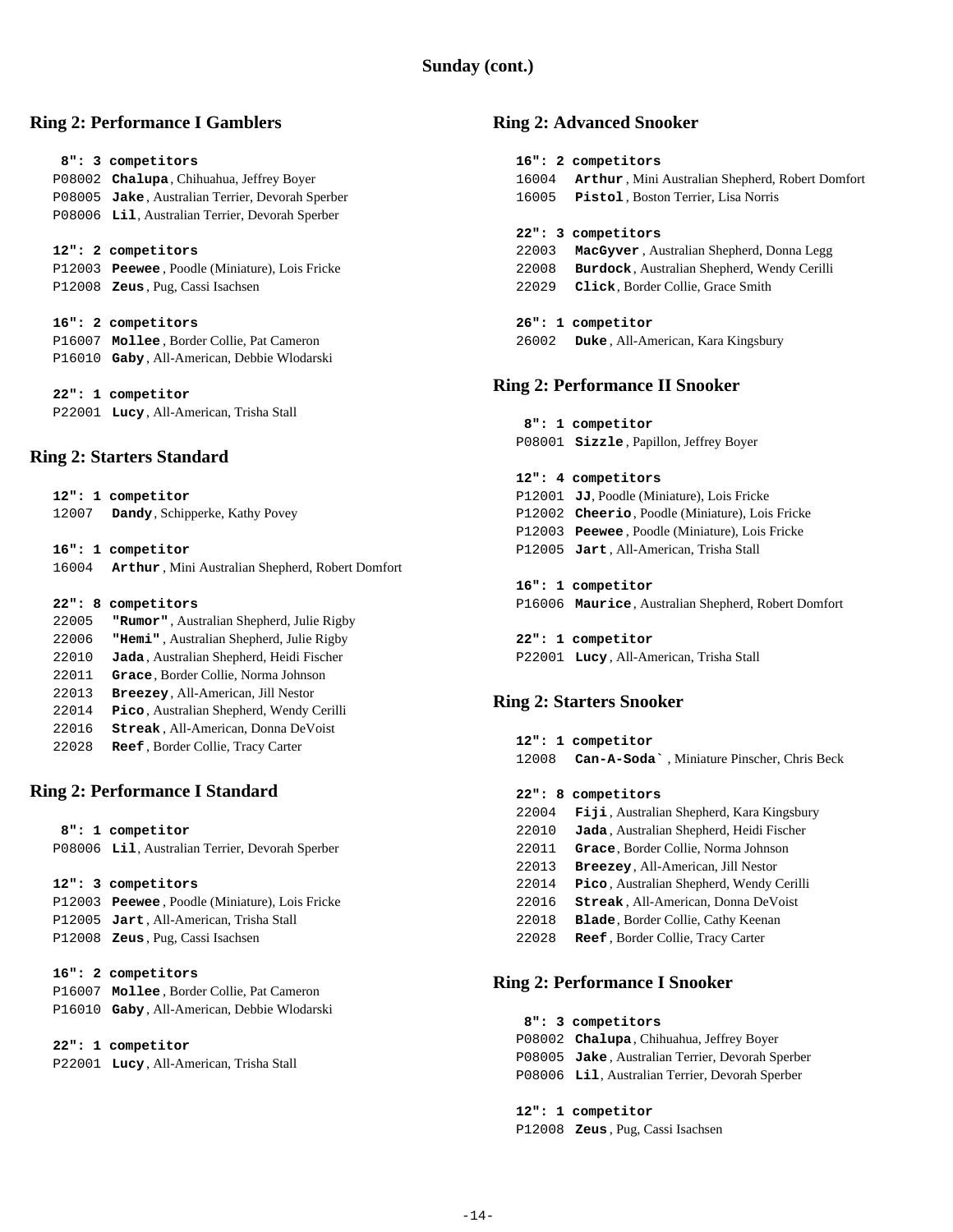## Sunday (cont.)

### Ring 2: Performance I Gamblers

**8": 3 competitors**
P08002 **Chalupa**, Chihuahua, Jeffrey Boyer
P08005 **Jake**, Australian Terrier, Devorah Sperber
P08006 **Lil**, Australian Terrier, Devorah Sperber

**12": 2 competitors**
P12003 **Peewee**, Poodle (Miniature), Lois Fricke
P12008 **Zeus**, Pug, Cassi Isachsen

**16": 2 competitors**
P16007 **Mollee**, Border Collie, Pat Cameron
P16010 **Gaby**, All-American, Debbie Wlodarski

**22": 1 competitor**
P22001 **Lucy**, All-American, Trisha Stall

### Ring 2: Starters Standard

**12": 1 competitor**
12007 **Dandy**, Schipperke, Kathy Povey

**16": 1 competitor**
16004 **Arthur**, Mini Australian Shepherd, Robert Domfort

**22": 8 competitors**
22005 **"Rumor"**, Australian Shepherd, Julie Rigby
22006 **"Hemi"**, Australian Shepherd, Julie Rigby
22010 **Jada**, Australian Shepherd, Heidi Fischer
22011 **Grace**, Border Collie, Norma Johnson
22013 **Breezey**, All-American, Jill Nestor
22014 **Pico**, Australian Shepherd, Wendy Cerilli
22016 **Streak**, All-American, Donna DeVoist
22028 **Reef**, Border Collie, Tracy Carter

### Ring 2: Performance I Standard

**8": 1 competitor**
P08006 **Lil**, Australian Terrier, Devorah Sperber

**12": 3 competitors**
P12003 **Peewee**, Poodle (Miniature), Lois Fricke
P12005 **Jart**, All-American, Trisha Stall
P12008 **Zeus**, Pug, Cassi Isachsen

**16": 2 competitors**
P16007 **Mollee**, Border Collie, Pat Cameron
P16010 **Gaby**, All-American, Debbie Wlodarski

**22": 1 competitor**
P22001 **Lucy**, All-American, Trisha Stall

### Ring 2: Advanced Snooker

**16": 2 competitors**
16004 **Arthur**, Mini Australian Shepherd, Robert Domfort
16005 **Pistol**, Boston Terrier, Lisa Norris

**22": 3 competitors**
22003 **MacGyver**, Australian Shepherd, Donna Legg
22008 **Burdock**, Australian Shepherd, Wendy Cerilli
22029 **Click**, Border Collie, Grace Smith

**26": 1 competitor**
26002 **Duke**, All-American, Kara Kingsbury

### Ring 2: Performance II Snooker

**8": 1 competitor**
P08001 **Sizzle**, Papillon, Jeffrey Boyer

**12": 4 competitors**
P12001 **JJ**, Poodle (Miniature), Lois Fricke
P12002 **Cheerio**, Poodle (Miniature), Lois Fricke
P12003 **Peewee**, Poodle (Miniature), Lois Fricke
P12005 **Jart**, All-American, Trisha Stall

**16": 1 competitor**
P16006 **Maurice**, Australian Shepherd, Robert Domfort

**22": 1 competitor**
P22001 **Lucy**, All-American, Trisha Stall

### Ring 2: Starters Snooker

**12": 1 competitor**
12008 **Can-A-Soda`**, Miniature Pinscher, Chris Beck

**22": 8 competitors**
22004 **Fiji**, Australian Shepherd, Kara Kingsbury
22010 **Jada**, Australian Shepherd, Heidi Fischer
22011 **Grace**, Border Collie, Norma Johnson
22013 **Breezey**, All-American, Jill Nestor
22014 **Pico**, Australian Shepherd, Wendy Cerilli
22016 **Streak**, All-American, Donna DeVoist
22018 **Blade**, Border Collie, Cathy Keenan
22028 **Reef**, Border Collie, Tracy Carter

### Ring 2: Performance I Snooker

**8": 3 competitors**
P08002 **Chalupa**, Chihuahua, Jeffrey Boyer
P08005 **Jake**, Australian Terrier, Devorah Sperber
P08006 **Lil**, Australian Terrier, Devorah Sperber

**12": 1 competitor**
P12008 **Zeus**, Pug, Cassi Isachsen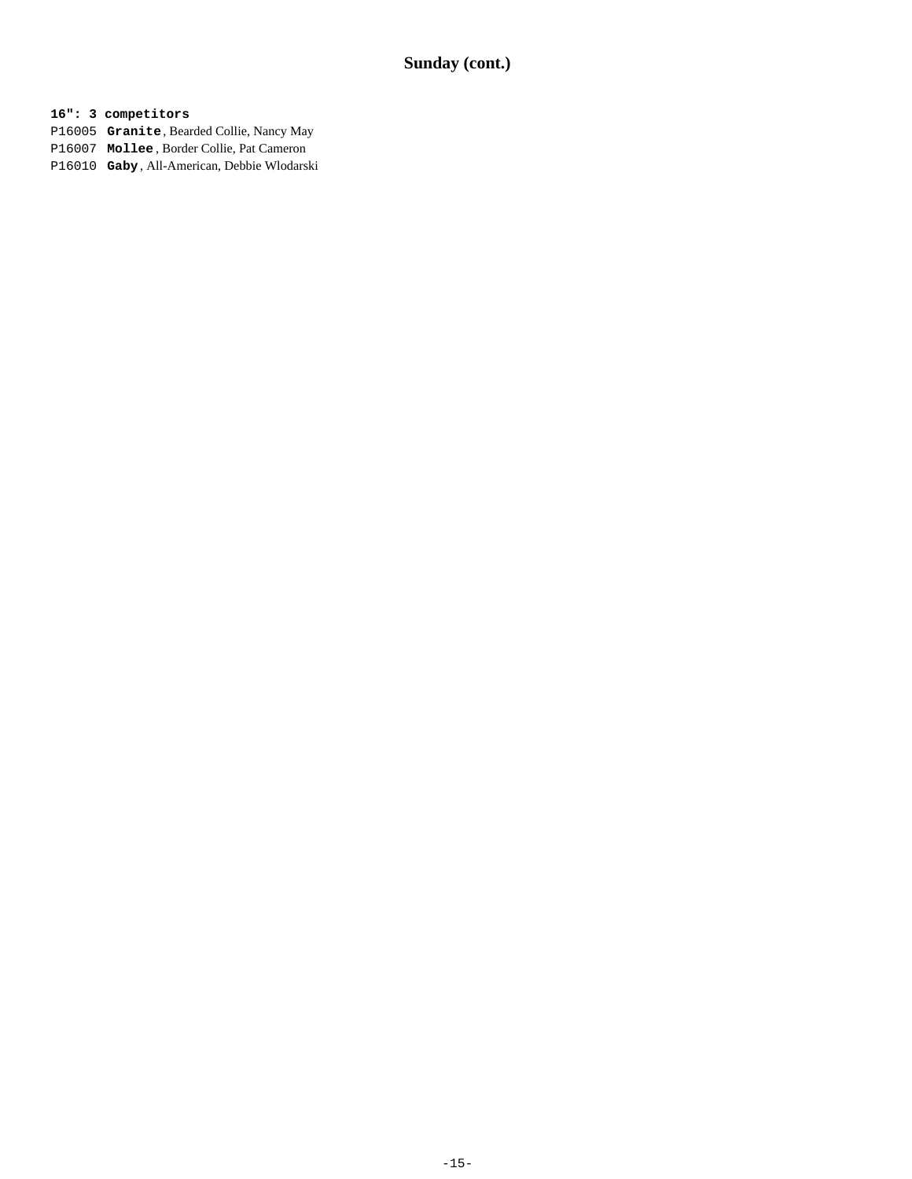## Sunday (cont.)

**16": 3 competitors**

P16005 **Granite**, Bearded Collie, Nancy May  
P16007 **Mollee**, Border Collie, Pat Cameron  
P16010 **Gaby**, All-American, Debbie Wlodarski